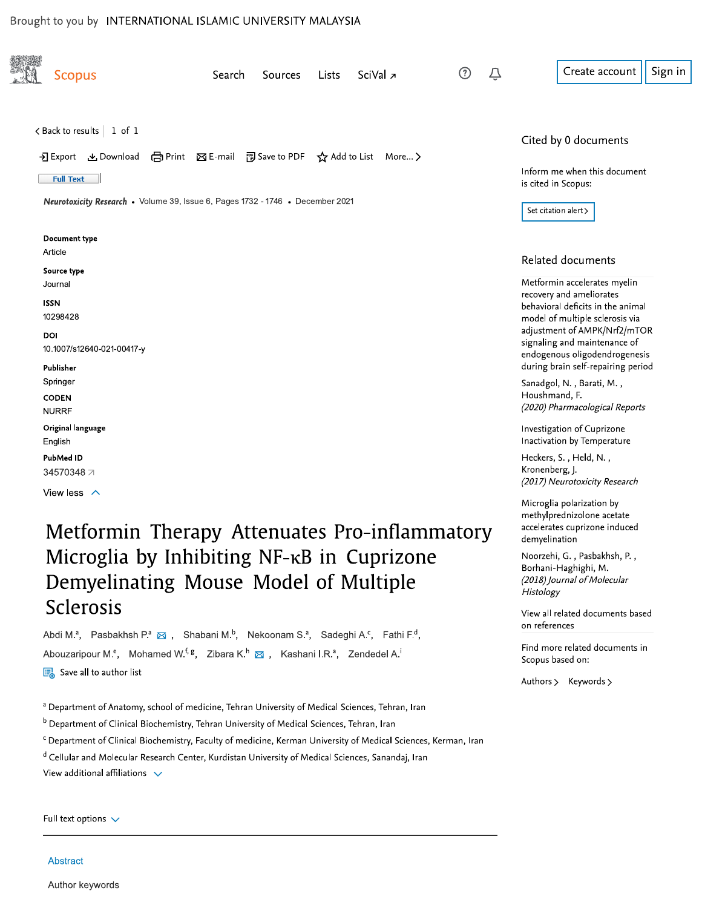Brought to you by INTERNATIONAL ISLAMIC UNIVERSITY MALAYSIA

Scopus

Search Sources Lists SciVal ↗

Create account Sign in

< Back to results | 1 of 1

Export Download Print E-mail Save to PDF Add to List More... >

Full Text

*Neurotoxicity Research* • Volume 39, Issue 6, Pages 1732 - 1746 • December 2021

**Document type**
Article

**Source type**
Journal

**ISSN**
10298428

**DOI**
10.1007/s12640-021-00417-y

**Publisher**
Springer

**CODEN**
NURRF

**Original language**
English

**PubMed ID**
34570348

View less

# Metformin Therapy Attenuates Pro-inflammatory Microglia by Inhibiting NF-κB in Cuprizone Demyelinating Mouse Model of Multiple Sclerosis

Abdi M.[a], Pasbakhsh P.[a], Shabani M.[b], Nekoonam S.[a], Sadeghi A.[c], Fathi F.[d], Abouzaripour M.[e], Mohamed W.[f, g], Zibara K.[h], Kashani I.R.[a], Zendedel A.[i]

Save all to author list

[a] Department of Anatomy, school of medicine, Tehran University of Medical Sciences, Tehran, Iran

[b] Department of Clinical Biochemistry, Tehran University of Medical Sciences, Tehran, Iran

[c] Department of Clinical Biochemistry, Faculty of medicine, Kerman University of Medical Sciences, Kerman, Iran

[d] Cellular and Molecular Research Center, Kurdistan University of Medical Sciences, Sanandaj, Iran

View additional affiliations

Full text options

Abstract

Author keywords

## Cited by 0 documents

Inform me when this document is cited in Scopus:

Set citation alert >

## Related documents

Metformin accelerates myelin recovery and ameliorates behavioral deficits in the animal model of multiple sclerosis via adjustment of AMPK/Nrf2/mTOR signaling and maintenance of endogenous oligodendrogenesis during brain self-repairing period

Sanadgol, N. , Barati, M. , Houshmand, F.
*(2020) Pharmacological Reports*

Investigation of Cuprizone Inactivation by Temperature

Heckers, S. , Held, N. , Kronenberg, J.
*(2017) Neurotoxicity Research*

Microglia polarization by methylprednizolone acetate accelerates cuprizone induced demyelination

Noorzehi, G. , Pasbakhsh, P. , Borhani-Haghighi, M.
*(2018) Journal of Molecular Histology*

View all related documents based on references

Find more related documents in Scopus based on:

Authors > Keywords >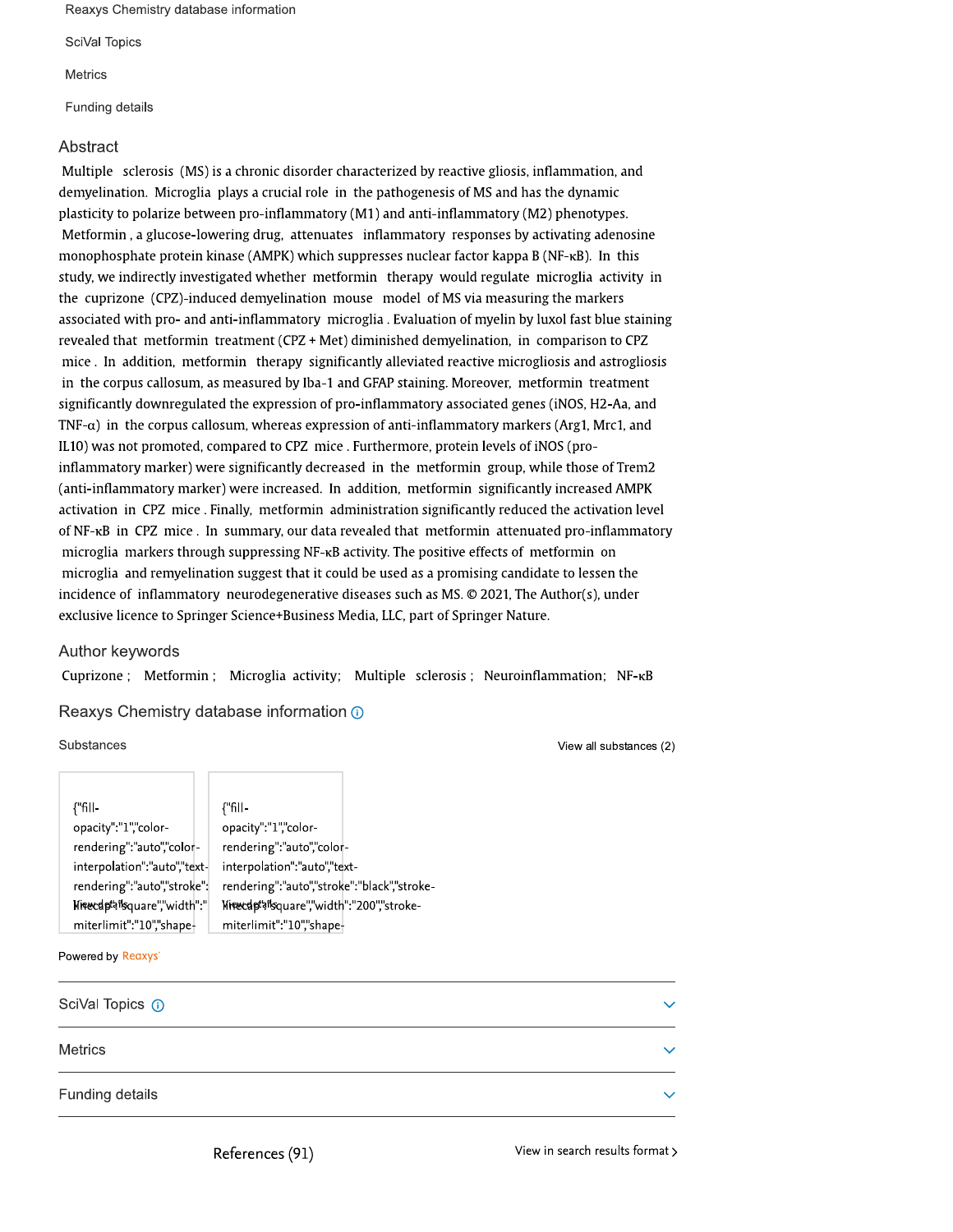Reaxys Chemistry database information

SciVal Topics

Metrics

Funding details

## Abstract

Multiple sclerosis (MS) is a chronic disorder characterized by reactive gliosis, inflammation, and demyelination. Microglia plays a crucial role in the pathogenesis of MS and has the dynamic plasticity to polarize between pro-inflammatory (M1) and anti-inflammatory (M2) phenotypes. Metformin, a glucose-lowering drug, attenuates inflammatory responses by activating adenosine monophosphate protein kinase (AMPK) which suppresses nuclear factor kappa B (NF-κB). In this study, we indirectly investigated whether metformin therapy would regulate microglia activity in the cuprizone (CPZ)-induced demyelination mouse model of MS via measuring the markers associated with pro- and anti-inflammatory microglia. Evaluation of myelin by luxol fast blue staining revealed that metformin treatment (CPZ + Met) diminished demyelination, in comparison to CPZ mice. In addition, metformin therapy significantly alleviated reactive microgliosis and astrogliosis in the corpus callosum, as measured by Iba-1 and GFAP staining. Moreover, metformin treatment significantly downregulated the expression of pro-inflammatory associated genes (iNOS, H2-Aa, and TNF-α) in the corpus callosum, whereas expression of anti-inflammatory markers (Arg1, Mrc1, and IL10) was not promoted, compared to CPZ mice. Furthermore, protein levels of iNOS (pro-inflammatory marker) were significantly decreased in the metformin group, while those of Trem2 (anti-inflammatory marker) were increased. In addition, metformin significantly increased AMPK activation in CPZ mice. Finally, metformin administration significantly reduced the activation level of NF-κB in CPZ mice. In summary, our data revealed that metformin attenuated pro-inflammatory microglia markers through suppressing NF-κB activity. The positive effects of metformin on microglia and remyelination suggest that it could be used as a promising candidate to lessen the incidence of inflammatory neurodegenerative diseases such as MS. © 2021, The Author(s), under exclusive licence to Springer Science+Business Media, LLC, part of Springer Nature.

## Author keywords

Cuprizone; Metformin; Microglia activity; Multiple sclerosis; Neuroinflammation; NF-κB

## Reaxys Chemistry database information

Substances

View all substances (2)

Powered by Reaxys

## SciVal Topics

## Metrics

## Funding details

References (91)

View in search results format ›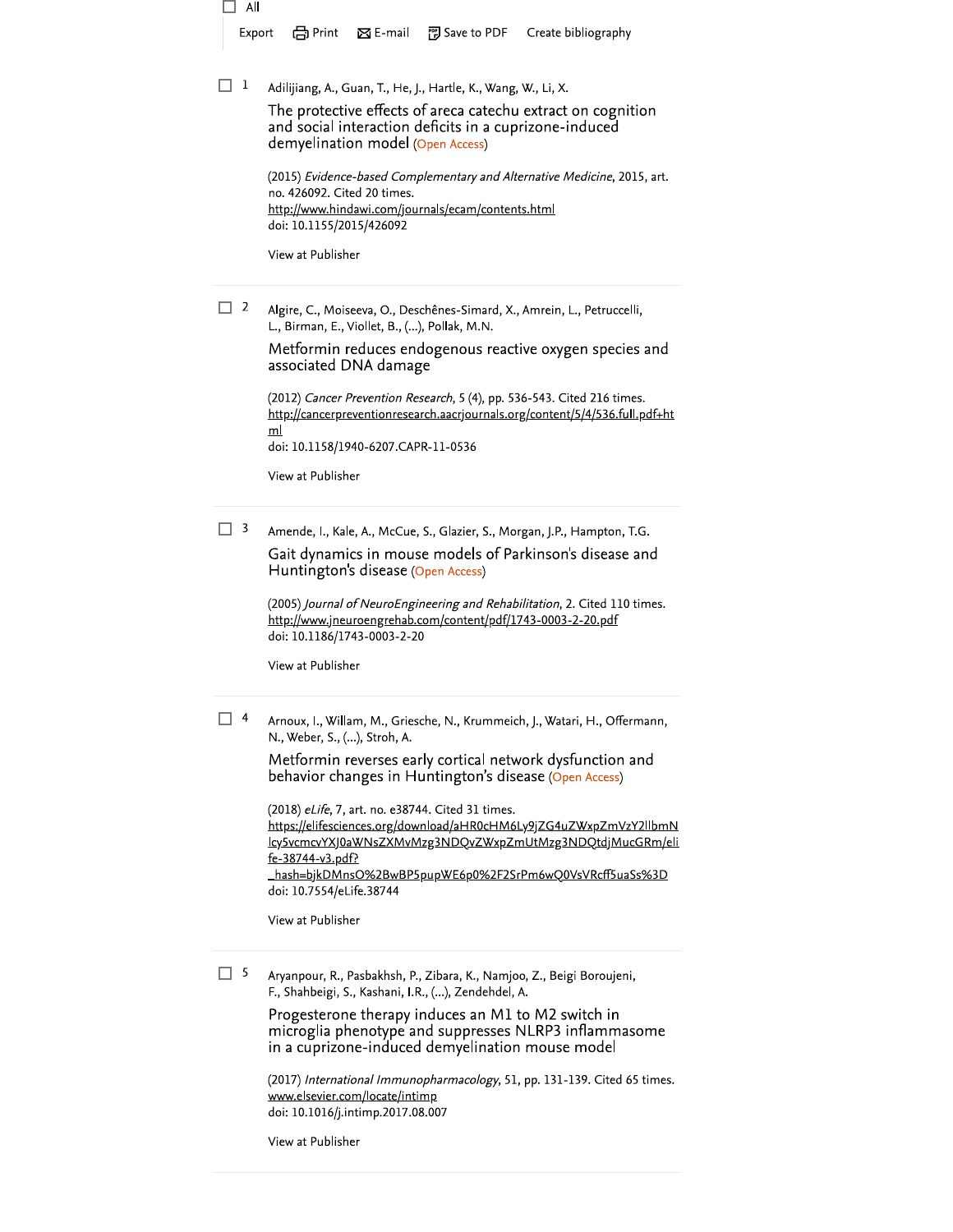☐ All

Export  Print  E-mail  Save to PDF  Create bibliography

☐ 1

Adilijiang, A., Guan, T., He, J., Hartle, K., Wang, W., Li, X.

The protective effects of areca catechu extract on cognition and social interaction deficits in a cuprizone-induced demyelination model (Open Access)

(2015) *Evidence-based Complementary and Alternative Medicine*, 2015, art. no. 426092. Cited 20 times.
http://www.hindawi.com/journals/ecam/contents.html
doi: 10.1155/2015/426092

View at Publisher

---

☐ 2

Algire, C., Moiseeva, O., Deschênes-Simard, X., Amrein, L., Petruccelli, L., Birman, E., Viollet, B., (...), Pollak, M.N.

Metformin reduces endogenous reactive oxygen species and associated DNA damage

(2012) *Cancer Prevention Research*, 5 (4), pp. 536-543. Cited 216 times.
http://cancerpreventionresearch.aacrjournals.org/content/5/4/536.full.pdf+html
doi: 10.1158/1940-6207.CAPR-11-0536

View at Publisher

---

☐ 3

Amende, I., Kale, A., McCue, S., Glazier, S., Morgan, J.P., Hampton, T.G.

Gait dynamics in mouse models of Parkinson's disease and Huntington's disease (Open Access)

(2005) *Journal of NeuroEngineering and Rehabilitation*, 2. Cited 110 times.
http://www.jneuroengrehab.com/content/pdf/1743-0003-2-20.pdf
doi: 10.1186/1743-0003-2-20

View at Publisher

---

☐ 4

Arnoux, I., Willam, M., Griesche, N., Krummeich, J., Watari, H., Offermann, N., Weber, S., (...), Stroh, A.

Metformin reverses early cortical network dysfunction and behavior changes in Huntington's disease (Open Access)

(2018) *eLife*, 7, art. no. e38744. Cited 31 times.
https://elifesciences.org/download/aHR0cHM6Ly9jZG4uZWxpZmVzY2llbmNlcy5vcmcvYXJ0aWNsZXMvMzg3NDQvZWxpZmUtMzg3NDQtdjMucGRm/elife-38744-v3.pdf?_hash=bjkDMnsO%2BwBP5pupWE6p0%2F2SrPm6wQ0VsVRcff5uaSs%3D
doi: 10.7554/eLife.38744

View at Publisher

---

☐ 5

Aryanpour, R., Pasbakhsh, P., Zibara, K., Namjoo, Z., Beigi Boroujeni, F., Shahbeigi, S., Kashani, I.R., (...), Zendehdel, A.

Progesterone therapy induces an M1 to M2 switch in microglia phenotype and suppresses NLRP3 inflammasome in a cuprizone-induced demyelination mouse model

(2017) *International Immunopharmacology*, 51, pp. 131-139. Cited 65 times.
www.elsevier.com/locate/intimp
doi: 10.1016/j.intimp.2017.08.007

View at Publisher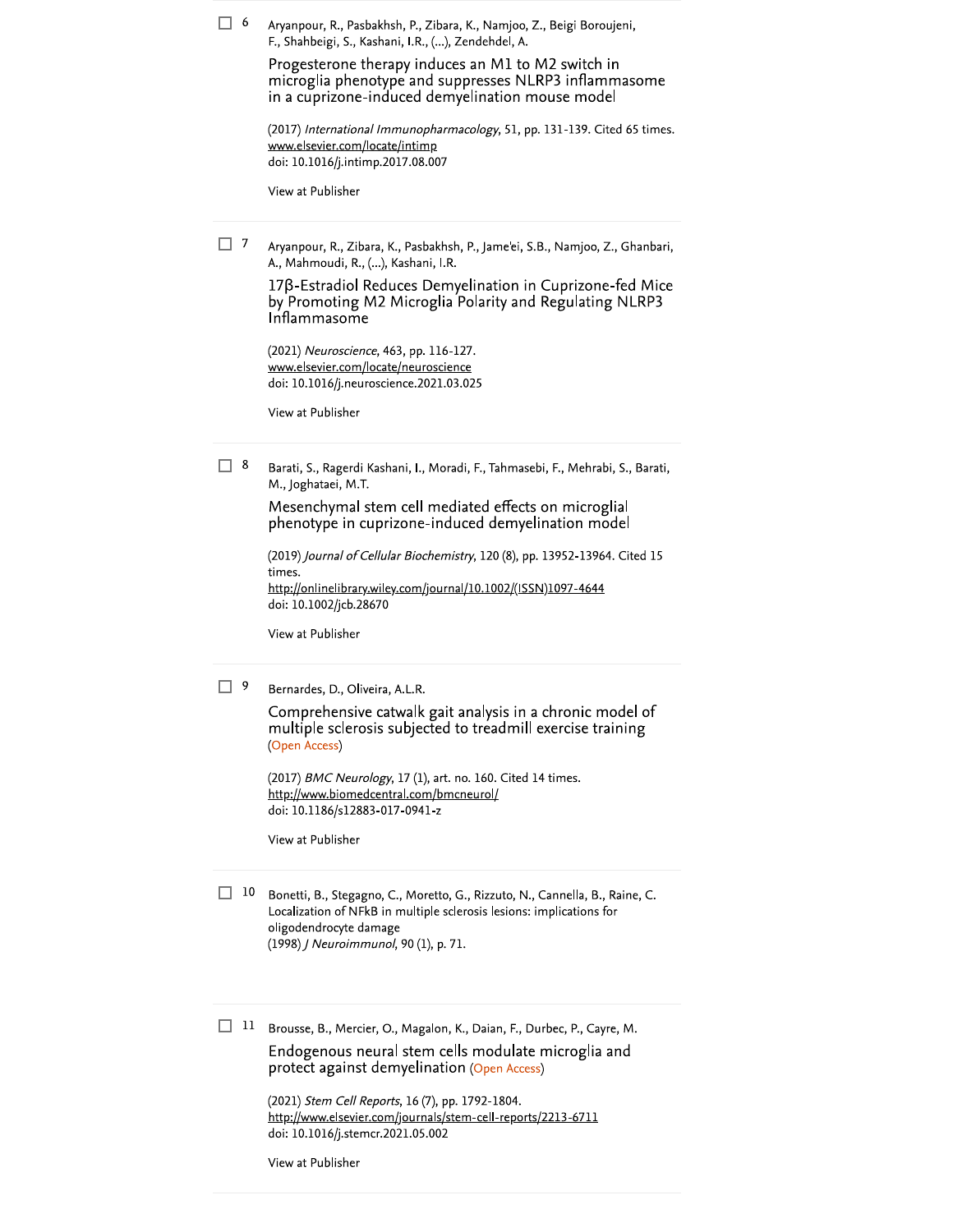6 Aryanpour, R., Pasbakhsh, P., Zibara, K., Namjoo, Z., Beigi Boroujeni, F., Shahbeigi, S., Kashani, I.R., (...), Zendehdel, A.

Progesterone therapy induces an M1 to M2 switch in microglia phenotype and suppresses NLRP3 inflammasome in a cuprizone-induced demyelination mouse model

(2017) *International Immunopharmacology*, 51, pp. 131-139. Cited 65 times.
www.elsevier.com/locate/intimp
doi: 10.1016/j.intimp.2017.08.007

View at Publisher

---

7 Aryanpour, R., Zibara, K., Pasbakhsh, P., Jame'ei, S.B., Namjoo, Z., Ghanbari, A., Mahmoudi, R., (...), Kashani, I.R.

17β-Estradiol Reduces Demyelination in Cuprizone-fed Mice by Promoting M2 Microglia Polarity and Regulating NLRP3 Inflammasome

(2021) *Neuroscience*, 463, pp. 116-127.
www.elsevier.com/locate/neuroscience
doi: 10.1016/j.neuroscience.2021.03.025

View at Publisher

---

8 Barati, S., Ragerdi Kashani, I., Moradi, F., Tahmasebi, F., Mehrabi, S., Barati, M., Joghataei, M.T.

Mesenchymal stem cell mediated effects on microglial phenotype in cuprizone-induced demyelination model

(2019) *Journal of Cellular Biochemistry*, 120 (8), pp. 13952-13964. Cited 15 times.
http://onlinelibrary.wiley.com/journal/10.1002/(ISSN)1097-4644
doi: 10.1002/jcb.28670

View at Publisher

---

9 Bernardes, D., Oliveira, A.L.R.

Comprehensive catwalk gait analysis in a chronic model of multiple sclerosis subjected to treadmill exercise training (Open Access)

(2017) *BMC Neurology*, 17 (1), art. no. 160. Cited 14 times.
http://www.biomedcentral.com/bmcneurol/
doi: 10.1186/s12883-017-0941-z

View at Publisher

---

10 Bonetti, B., Stegagno, C., Moretto, G., Rizzuto, N., Cannella, B., Raine, C.
Localization of NFkB in multiple sclerosis lesions: implications for oligodendrocyte damage
(1998) *J Neuroimmunol*, 90 (1), p. 71.

---

11 Brousse, B., Mercier, O., Magalon, K., Daian, F., Durbec, P., Cayre, M.

Endogenous neural stem cells modulate microglia and protect against demyelination (Open Access)

(2021) *Stem Cell Reports*, 16 (7), pp. 1792-1804.
http://www.elsevier.com/journals/stem-cell-reports/2213-6711
doi: 10.1016/j.stemcr.2021.05.002

View at Publisher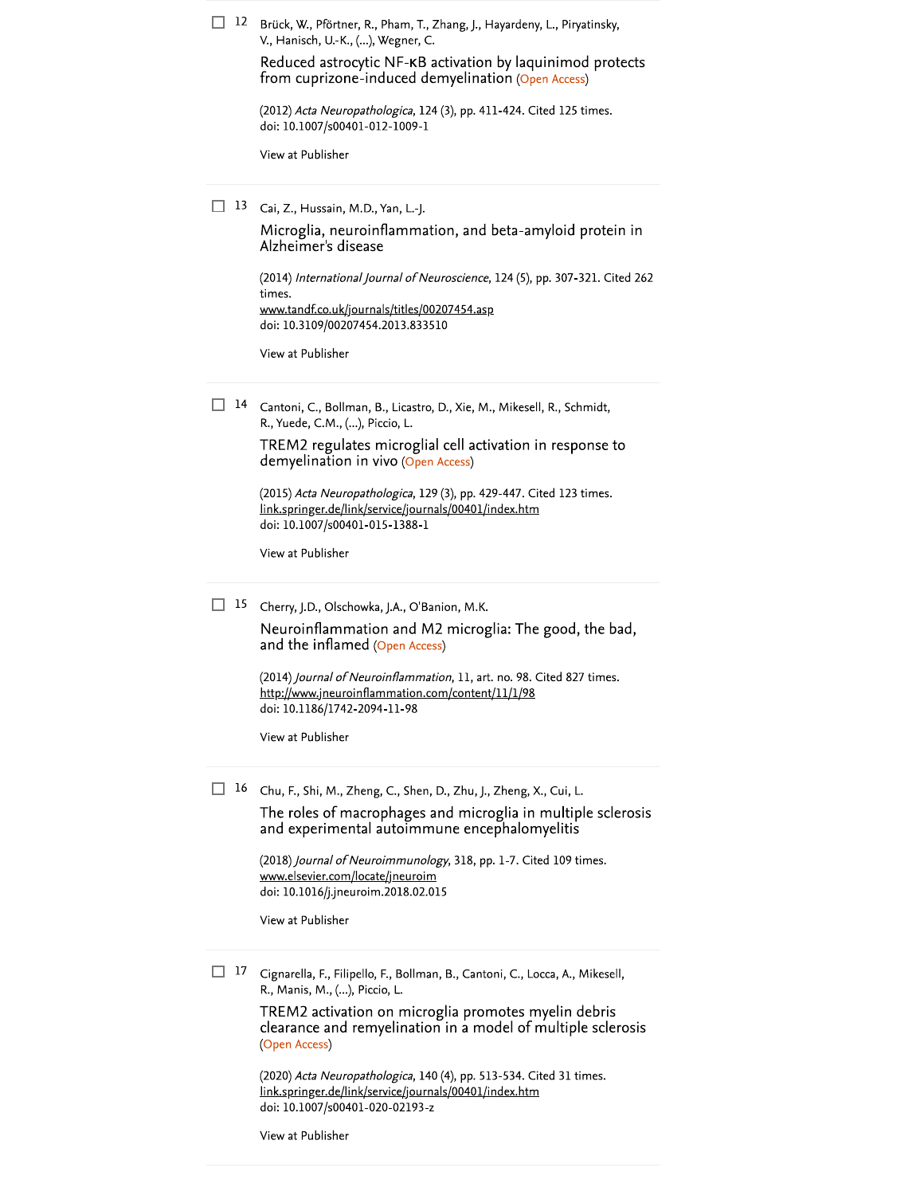12 Brück, W., Pförtner, R., Pham, T., Zhang, J., Hayardeny, L., Piryatinsky, V., Hanisch, U.-K., (...), Wegner, C.

Reduced astrocytic NF-κB activation by laquinimod protects from cuprizone-induced demyelination (Open Access)

(2012) *Acta Neuropathologica*, 124 (3), pp. 411-424. Cited 125 times.
doi: 10.1007/s00401-012-1009-1

View at Publisher

---

13 Cai, Z., Hussain, M.D., Yan, L.-J.

Microglia, neuroinflammation, and beta-amyloid protein in Alzheimer's disease

(2014) *International Journal of Neuroscience*, 124 (5), pp. 307-321. Cited 262 times.
www.tandf.co.uk/journals/titles/00207454.asp
doi: 10.3109/00207454.2013.833510

View at Publisher

---

14 Cantoni, C., Bollman, B., Licastro, D., Xie, M., Mikesell, R., Schmidt, R., Yuede, C.M., (...), Piccio, L.

TREM2 regulates microglial cell activation in response to demyelination in vivo (Open Access)

(2015) *Acta Neuropathologica*, 129 (3), pp. 429-447. Cited 123 times.
link.springer.de/link/service/journals/00401/index.htm
doi: 10.1007/s00401-015-1388-1

View at Publisher

---

15 Cherry, J.D., Olschowka, J.A., O'Banion, M.K.

Neuroinflammation and M2 microglia: The good, the bad, and the inflamed (Open Access)

(2014) *Journal of Neuroinflammation*, 11, art. no. 98. Cited 827 times.
http://www.jneuroinflammation.com/content/11/1/98
doi: 10.1186/1742-2094-11-98

View at Publisher

---

16 Chu, F., Shi, M., Zheng, C., Shen, D., Zhu, J., Zheng, X., Cui, L.

The roles of macrophages and microglia in multiple sclerosis and experimental autoimmune encephalomyelitis

(2018) *Journal of Neuroimmunology*, 318, pp. 1-7. Cited 109 times.
www.elsevier.com/locate/jneuroim
doi: 10.1016/j.jneuroim.2018.02.015

View at Publisher

---

17 Cignarella, F., Filipello, F., Bollman, B., Cantoni, C., Locca, A., Mikesell, R., Manis, M., (...), Piccio, L.

TREM2 activation on microglia promotes myelin debris clearance and remyelination in a model of multiple sclerosis (Open Access)

(2020) *Acta Neuropathologica*, 140 (4), pp. 513-534. Cited 31 times.
link.springer.de/link/service/journals/00401/index.htm
doi: 10.1007/s00401-020-02193-z

View at Publisher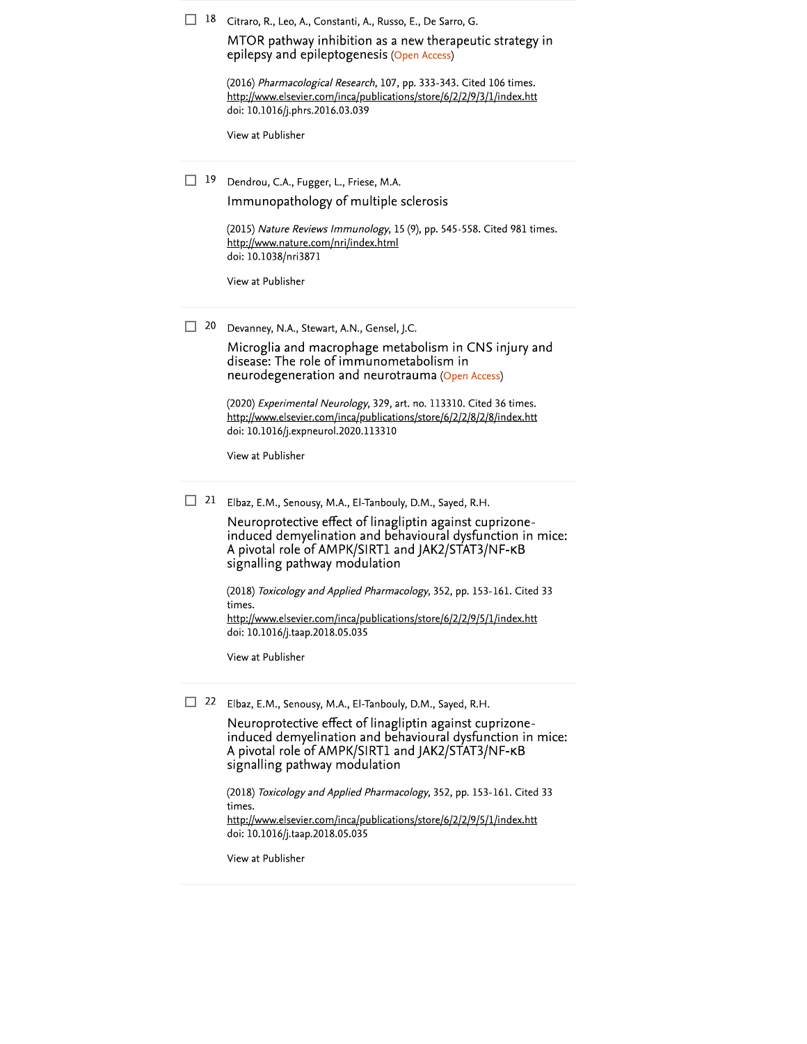☐ 18 Citraro, R., Leo, A., Constanti, A., Russo, E., De Sarro, G.

MTOR pathway inhibition as a new therapeutic strategy in epilepsy and epileptogenesis (Open Access)

(2016) *Pharmacological Research*, 107, pp. 333-343. Cited 106 times.
http://www.elsevier.com/inca/publications/store/6/2/2/9/3/1/index.htt
doi: 10.1016/j.phrs.2016.03.039

View at Publisher

---

☐ 19 Dendrou, C.A., Fugger, L., Friese, M.A.

Immunopathology of multiple sclerosis

(2015) *Nature Reviews Immunology*, 15 (9), pp. 545-558. Cited 981 times.
http://www.nature.com/nri/index.html
doi: 10.1038/nri3871

View at Publisher

---

☐ 20 Devanney, N.A., Stewart, A.N., Gensel, J.C.

Microglia and macrophage metabolism in CNS injury and disease: The role of immunometabolism in neurodegeneration and neurotrauma (Open Access)

(2020) *Experimental Neurology*, 329, art. no. 113310. Cited 36 times.
http://www.elsevier.com/inca/publications/store/6/2/2/8/2/8/index.htt
doi: 10.1016/j.expneurol.2020.113310

View at Publisher

---

☐ 21 Elbaz, E.M., Senousy, M.A., El-Tanbouly, D.M., Sayed, R.H.

Neuroprotective effect of linagliptin against cuprizone-induced demyelination and behavioural dysfunction in mice: A pivotal role of AMPK/SIRT1 and JAK2/STAT3/NF-κB signalling pathway modulation

(2018) *Toxicology and Applied Pharmacology*, 352, pp. 153-161. Cited 33 times.
http://www.elsevier.com/inca/publications/store/6/2/2/9/5/1/index.htt
doi: 10.1016/j.taap.2018.05.035

View at Publisher

---

☐ 22 Elbaz, E.M., Senousy, M.A., El-Tanbouly, D.M., Sayed, R.H.

Neuroprotective effect of linagliptin against cuprizone-induced demyelination and behavioural dysfunction in mice: A pivotal role of AMPK/SIRT1 and JAK2/STAT3/NF-κB signalling pathway modulation

(2018) *Toxicology and Applied Pharmacology*, 352, pp. 153-161. Cited 33 times.
http://www.elsevier.com/inca/publications/store/6/2/2/9/5/1/index.htt
doi: 10.1016/j.taap.2018.05.035

View at Publisher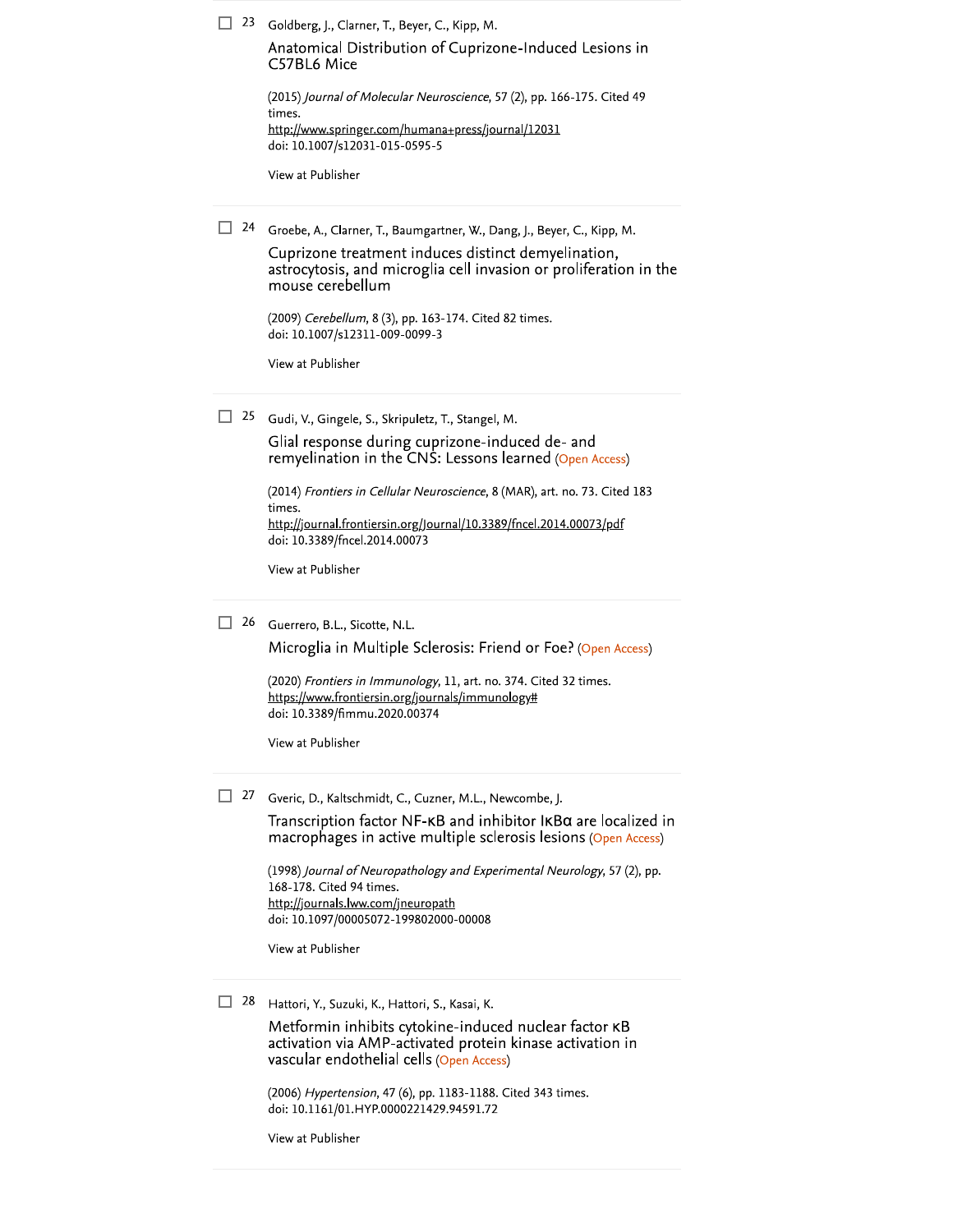23 Goldberg, J., Clarner, T., Beyer, C., Kipp, M.

Anatomical Distribution of Cuprizone-Induced Lesions in C57BL6 Mice

(2015) *Journal of Molecular Neuroscience*, 57 (2), pp. 166-175. Cited 49 times.
http://www.springer.com/humana+press/journal/12031
doi: 10.1007/s12031-015-0595-5

View at Publisher

---

24 Groebe, A., Clarner, T., Baumgartner, W., Dang, J., Beyer, C., Kipp, M.

Cuprizone treatment induces distinct demyelination, astrocytosis, and microglia cell invasion or proliferation in the mouse cerebellum

(2009) *Cerebellum*, 8 (3), pp. 163-174. Cited 82 times.
doi: 10.1007/s12311-009-0099-3

View at Publisher

---

25 Gudi, V., Gingele, S., Skripuletz, T., Stangel, M.

Glial response during cuprizone-induced de- and remyelination in the CNS: Lessons learned (Open Access)

(2014) *Frontiers in Cellular Neuroscience*, 8 (MAR), art. no. 73. Cited 183 times.
http://journal.frontiersin.org/Journal/10.3389/fncel.2014.00073/pdf
doi: 10.3389/fncel.2014.00073

View at Publisher

---

26 Guerrero, B.L., Sicotte, N.L.

Microglia in Multiple Sclerosis: Friend or Foe? (Open Access)

(2020) *Frontiers in Immunology*, 11, art. no. 374. Cited 32 times.
https://www.frontiersin.org/journals/immunology#
doi: 10.3389/fimmu.2020.00374

View at Publisher

---

27 Gveric, D., Kaltschmidt, C., Cuzner, M.L., Newcombe, J.

Transcription factor NF-κB and inhibitor IκBα are localized in macrophages in active multiple sclerosis lesions (Open Access)

(1998) *Journal of Neuropathology and Experimental Neurology*, 57 (2), pp. 168-178. Cited 94 times.
http://journals.lww.com/jneuropath
doi: 10.1097/00005072-199802000-00008

View at Publisher

---

28 Hattori, Y., Suzuki, K., Hattori, S., Kasai, K.

Metformin inhibits cytokine-induced nuclear factor κB activation via AMP-activated protein kinase activation in vascular endothelial cells (Open Access)

(2006) *Hypertension*, 47 (6), pp. 1183-1188. Cited 343 times.
doi: 10.1161/01.HYP.0000221429.94591.72

View at Publisher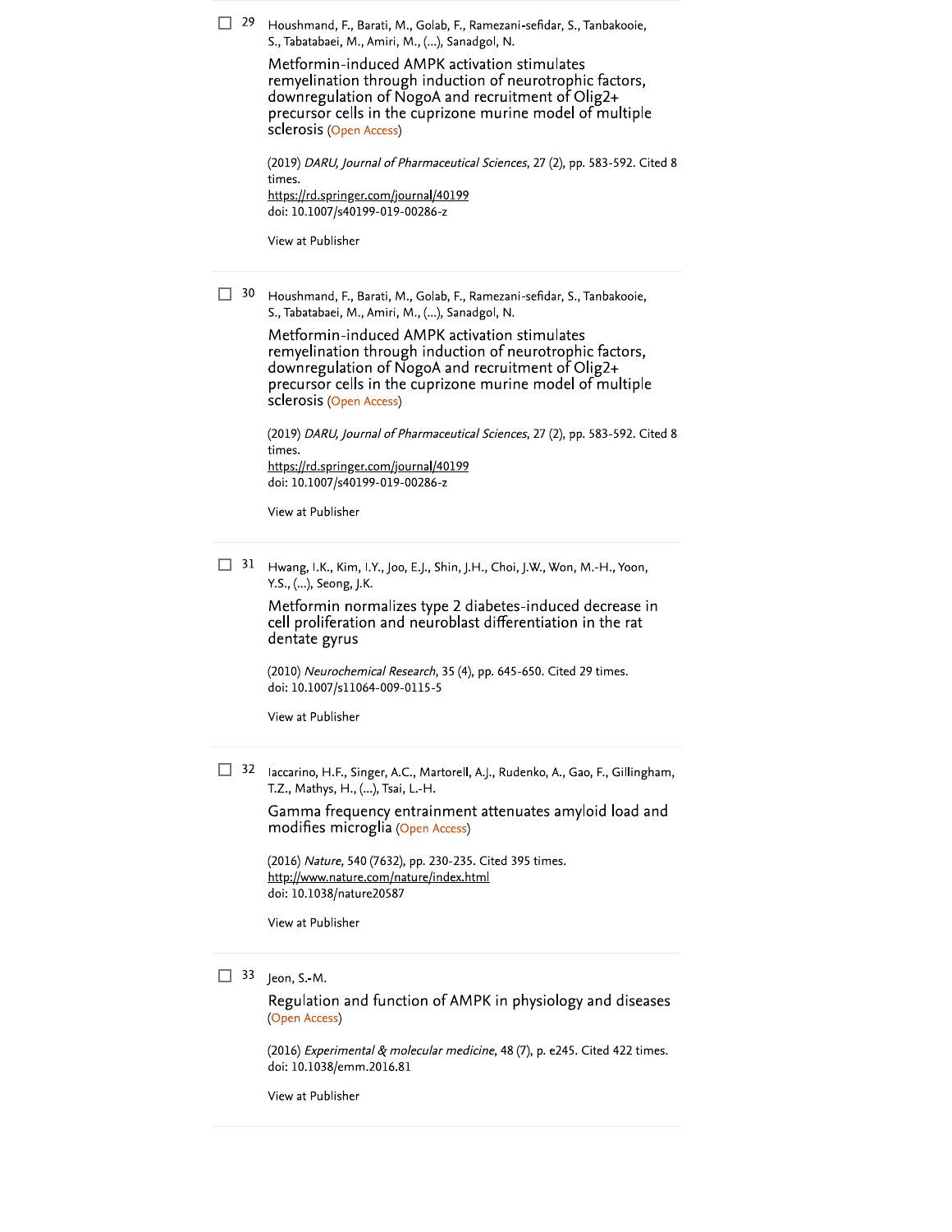☐ 29 Houshmand, F., Barati, M., Golab, F., Ramezani-sefidar, S., Tanbakooie, S., Tabatabaei, M., Amiri, M., (...), Sanadgol, N.

Metformin-induced AMPK activation stimulates remyelination through induction of neurotrophic factors, downregulation of NogoA and recruitment of Olig2+ precursor cells in the cuprizone murine model of multiple sclerosis (Open Access)

(2019) *DARU, Journal of Pharmaceutical Sciences*, 27 (2), pp. 583-592. Cited 8 times.
https://rd.springer.com/journal/40199
doi: 10.1007/s40199-019-00286-z

View at Publisher

---

☐ 30 Houshmand, F., Barati, M., Golab, F., Ramezani-sefidar, S., Tanbakooie, S., Tabatabaei, M., Amiri, M., (...), Sanadgol, N.

Metformin-induced AMPK activation stimulates remyelination through induction of neurotrophic factors, downregulation of NogoA and recruitment of Olig2+ precursor cells in the cuprizone murine model of multiple sclerosis (Open Access)

(2019) *DARU, Journal of Pharmaceutical Sciences*, 27 (2), pp. 583-592. Cited 8 times.
https://rd.springer.com/journal/40199
doi: 10.1007/s40199-019-00286-z

View at Publisher

---

☐ 31 Hwang, I.K., Kim, I.Y., Joo, E.J., Shin, J.H., Choi, J.W., Won, M.-H., Yoon, Y.S., (...), Seong, J.K.

Metformin normalizes type 2 diabetes-induced decrease in cell proliferation and neuroblast differentiation in the rat dentate gyrus

(2010) *Neurochemical Research*, 35 (4), pp. 645-650. Cited 29 times.
doi: 10.1007/s11064-009-0115-5

View at Publisher

---

☐ 32 Iaccarino, H.F., Singer, A.C., Martorell, A.J., Rudenko, A., Gao, F., Gillingham, T.Z., Mathys, H., (...), Tsai, L.-H.

Gamma frequency entrainment attenuates amyloid load and modifies microglia (Open Access)

(2016) *Nature*, 540 (7632), pp. 230-235. Cited 395 times.
http://www.nature.com/nature/index.html
doi: 10.1038/nature20587

View at Publisher

---

☐ 33 Jeon, S.-M.

Regulation and function of AMPK in physiology and diseases (Open Access)

(2016) *Experimental & molecular medicine*, 48 (7), p. e245. Cited 422 times.
doi: 10.1038/emm.2016.81

View at Publisher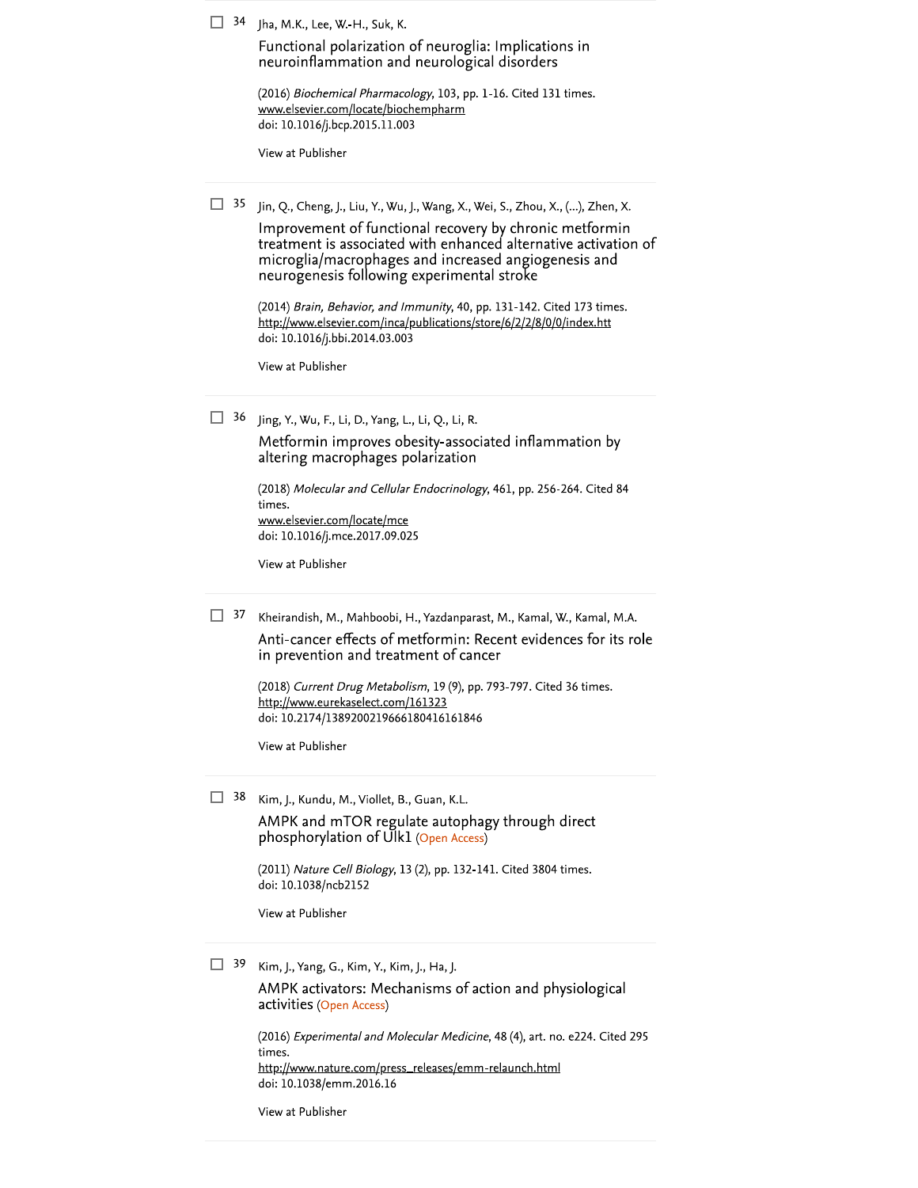34 Jha, M.K., Lee, W.-H., Suk, K.

Functional polarization of neuroglia: Implications in neuroinflammation and neurological disorders

(2016) *Biochemical Pharmacology*, 103, pp. 1-16. Cited 131 times.
www.elsevier.com/locate/biochempharm
doi: 10.1016/j.bcp.2015.11.003

View at Publisher

35 Jin, Q., Cheng, J., Liu, Y., Wu, J., Wang, X., Wei, S., Zhou, X., (...), Zhen, X.

Improvement of functional recovery by chronic metformin treatment is associated with enhanced alternative activation of microglia/macrophages and increased angiogenesis and neurogenesis following experimental stroke

(2014) *Brain, Behavior, and Immunity*, 40, pp. 131-142. Cited 173 times.
http://www.elsevier.com/inca/publications/store/6/2/2/8/0/0/index.htt
doi: 10.1016/j.bbi.2014.03.003

View at Publisher

36 Jing, Y., Wu, F., Li, D., Yang, L., Li, Q., Li, R.

Metformin improves obesity-associated inflammation by altering macrophages polarization

(2018) *Molecular and Cellular Endocrinology*, 461, pp. 256-264. Cited 84 times.
www.elsevier.com/locate/mce
doi: 10.1016/j.mce.2017.09.025

View at Publisher

37 Kheirandish, M., Mahboobi, H., Yazdanparast, M., Kamal, W., Kamal, M.A.

Anti-cancer effects of metformin: Recent evidences for its role in prevention and treatment of cancer

(2018) *Current Drug Metabolism*, 19 (9), pp. 793-797. Cited 36 times.
http://www.eurekaselect.com/161323
doi: 10.2174/1389200219666180416161846

View at Publisher

38 Kim, J., Kundu, M., Viollet, B., Guan, K.L.

AMPK and mTOR regulate autophagy through direct phosphorylation of Ulk1 (Open Access)

(2011) *Nature Cell Biology*, 13 (2), pp. 132-141. Cited 3804 times.
doi: 10.1038/ncb2152

View at Publisher

39 Kim, J., Yang, G., Kim, Y., Kim, J., Ha, J.

AMPK activators: Mechanisms of action and physiological activities (Open Access)

(2016) *Experimental and Molecular Medicine*, 48 (4), art. no. e224. Cited 295 times.
http://www.nature.com/press_releases/emm-relaunch.html
doi: 10.1038/emm.2016.16

View at Publisher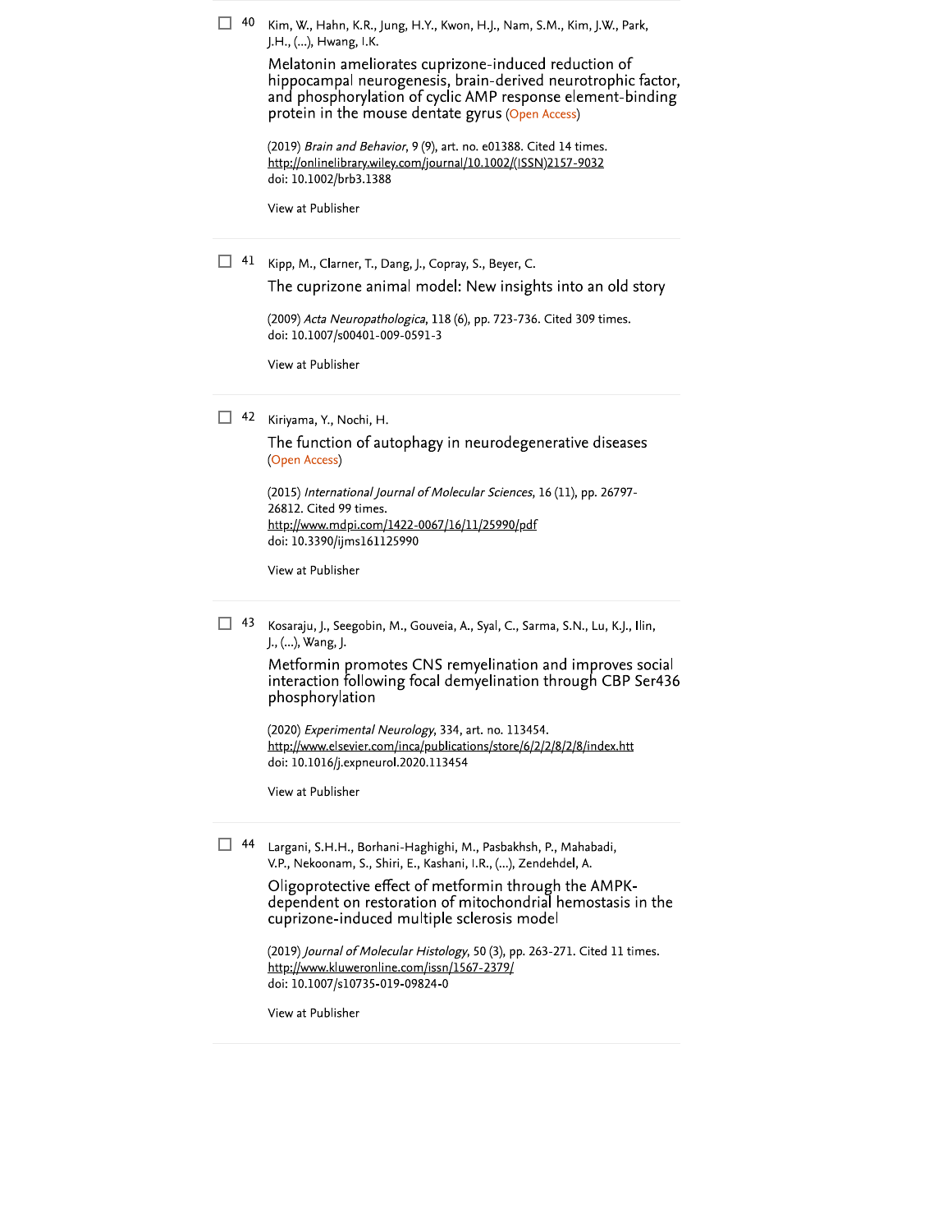40 Kim, W., Hahn, K.R., Jung, H.Y., Kwon, H.J., Nam, S.M., Kim, J.W., Park, J.H., (...), Hwang, I.K.

Melatonin ameliorates cuprizone-induced reduction of hippocampal neurogenesis, brain-derived neurotrophic factor, and phosphorylation of cyclic AMP response element-binding protein in the mouse dentate gyrus (Open Access)

(2019) *Brain and Behavior*, 9 (9), art. no. e01388. Cited 14 times.
http://onlinelibrary.wiley.com/journal/10.1002/(ISSN)2157-9032
doi: 10.1002/brb3.1388

View at Publisher

---

41 Kipp, M., Clarner, T., Dang, J., Copray, S., Beyer, C.

The cuprizone animal model: New insights into an old story

(2009) *Acta Neuropathologica*, 118 (6), pp. 723-736. Cited 309 times.
doi: 10.1007/s00401-009-0591-3

View at Publisher

---

42 Kiriyama, Y., Nochi, H.

The function of autophagy in neurodegenerative diseases (Open Access)

(2015) *International Journal of Molecular Sciences*, 16 (11), pp. 26797-26812. Cited 99 times.
http://www.mdpi.com/1422-0067/16/11/25990/pdf
doi: 10.3390/ijms161125990

View at Publisher

---

43 Kosaraju, J., Seegobin, M., Gouveia, A., Syal, C., Sarma, S.N., Lu, K.J., Ilin, J., (...), Wang, J.

Metformin promotes CNS remyelination and improves social interaction following focal demyelination through CBP Ser436 phosphorylation

(2020) *Experimental Neurology*, 334, art. no. 113454.
http://www.elsevier.com/inca/publications/store/6/2/2/8/2/8/index.htt
doi: 10.1016/j.expneurol.2020.113454

View at Publisher

---

44 Largani, S.H.H., Borhani-Haghighi, M., Pasbakhsh, P., Mahabadi, V.P., Nekoonam, S., Shiri, E., Kashani, I.R., (...), Zendehdel, A.

Oligoprotective effect of metformin through the AMPK-dependent on restoration of mitochondrial hemostasis in the cuprizone-induced multiple sclerosis model

(2019) *Journal of Molecular Histology*, 50 (3), pp. 263-271. Cited 11 times.
http://www.kluweronline.com/issn/1567-2379/
doi: 10.1007/s10735-019-09824-0

View at Publisher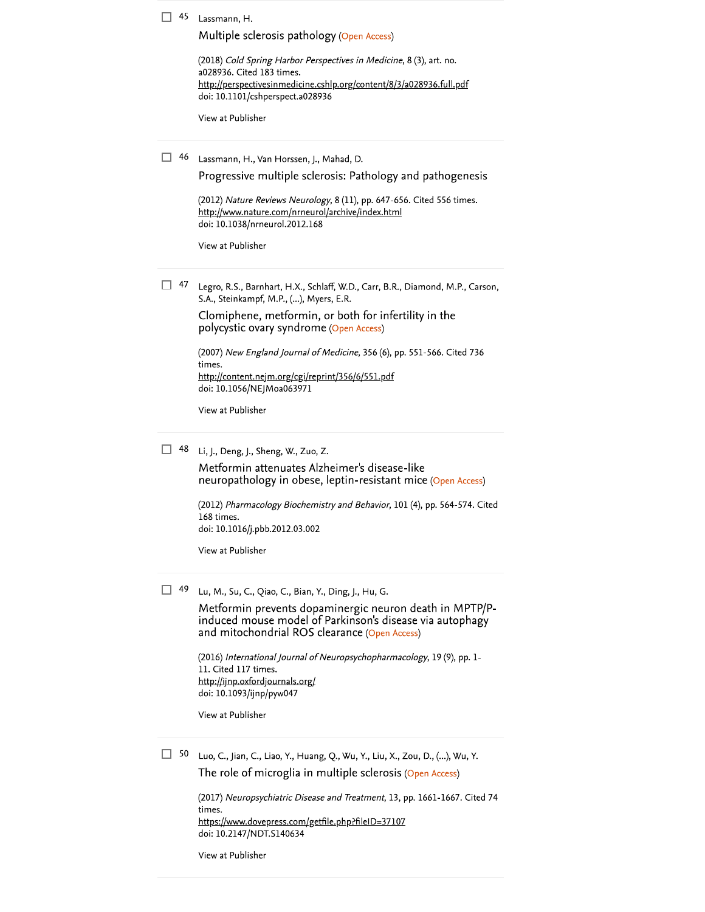☐ 45 Lassmann, H.

Multiple sclerosis pathology (Open Access)

(2018) *Cold Spring Harbor Perspectives in Medicine*, 8 (3), art. no. a028936. Cited 183 times.
http://perspectivesinmedicine.cshlp.org/content/8/3/a028936.full.pdf
doi: 10.1101/cshperspect.a028936

View at Publisher

---

☐ 46 Lassmann, H., Van Horssen, J., Mahad, D.

Progressive multiple sclerosis: Pathology and pathogenesis

(2012) *Nature Reviews Neurology*, 8 (11), pp. 647-656. Cited 556 times.
http://www.nature.com/nrneurol/archive/index.html
doi: 10.1038/nrneurol.2012.168

View at Publisher

---

☐ 47 Legro, R.S., Barnhart, H.X., Schlaff, W.D., Carr, B.R., Diamond, M.P., Carson, S.A., Steinkampf, M.P., (...), Myers, E.R.

Clomiphene, metformin, or both for infertility in the polycystic ovary syndrome (Open Access)

(2007) *New England Journal of Medicine*, 356 (6), pp. 551-566. Cited 736 times.
http://content.nejm.org/cgi/reprint/356/6/551.pdf
doi: 10.1056/NEJMoa063971

View at Publisher

---

☐ 48 Li, J., Deng, J., Sheng, W., Zuo, Z.

Metformin attenuates Alzheimer's disease-like neuropathology in obese, leptin-resistant mice (Open Access)

(2012) *Pharmacology Biochemistry and Behavior*, 101 (4), pp. 564-574. Cited 168 times.
doi: 10.1016/j.pbb.2012.03.002

View at Publisher

---

☐ 49 Lu, M., Su, C., Qiao, C., Bian, Y., Ding, J., Hu, G.

Metformin prevents dopaminergic neuron death in MPTP/P-induced mouse model of Parkinson's disease via autophagy and mitochondrial ROS clearance (Open Access)

(2016) *International Journal of Neuropsychopharmacology*, 19 (9), pp. 1-11. Cited 117 times.
http://ijnp.oxfordjournals.org/
doi: 10.1093/ijnp/pyw047

View at Publisher

---

☐ 50 Luo, C., Jian, C., Liao, Y., Huang, Q., Wu, Y., Liu, X., Zou, D., (...), Wu, Y.

The role of microglia in multiple sclerosis (Open Access)

(2017) *Neuropsychiatric Disease and Treatment*, 13, pp. 1661-1667. Cited 74 times.
https://www.dovepress.com/getfile.php?fileID=37107
doi: 10.2147/NDT.S140634

View at Publisher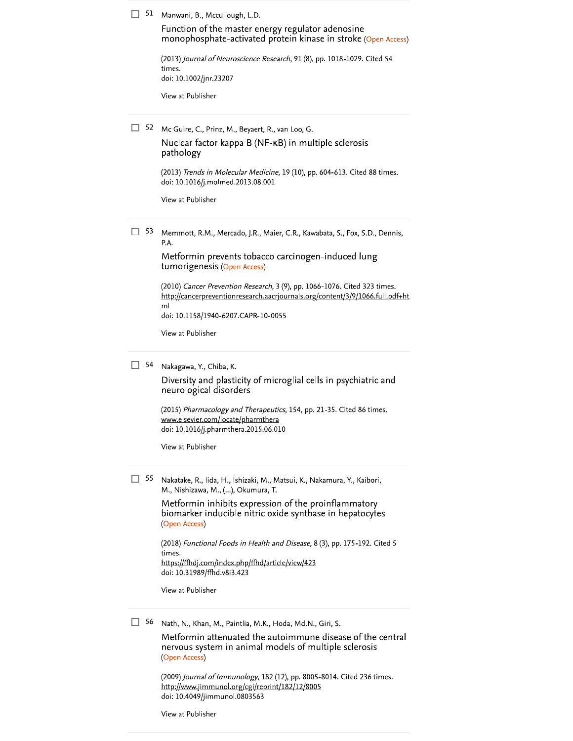51 Manwani, B., Mccullough, L.D.

Function of the master energy regulator adenosine monophosphate-activated protein kinase in stroke (Open Access)

(2013) *Journal of Neuroscience Research*, 91 (8), pp. 1018-1029. Cited 54 times.
doi: 10.1002/jnr.23207

View at Publisher

---

52 Mc Guire, C., Prinz, M., Beyaert, R., van Loo, G.

Nuclear factor kappa B (NF-κB) in multiple sclerosis pathology

(2013) *Trends in Molecular Medicine*, 19 (10), pp. 604-613. Cited 88 times.
doi: 10.1016/j.molmed.2013.08.001

View at Publisher

---

53 Memmott, R.M., Mercado, J.R., Maier, C.R., Kawabata, S., Fox, S.D., Dennis, P.A.

Metformin prevents tobacco carcinogen-induced lung tumorigenesis (Open Access)

(2010) *Cancer Prevention Research*, 3 (9), pp. 1066-1076. Cited 323 times.
http://cancerpreventionresearch.aacrjournals.org/content/3/9/1066.full.pdf+html
doi: 10.1158/1940-6207.CAPR-10-0055

View at Publisher

---

54 Nakagawa, Y., Chiba, K.

Diversity and plasticity of microglial cells in psychiatric and neurological disorders

(2015) *Pharmacology and Therapeutics*, 154, pp. 21-35. Cited 86 times.
www.elsevier.com/locate/pharmthera
doi: 10.1016/j.pharmthera.2015.06.010

View at Publisher

---

55 Nakatake, R., Iida, H., Ishizaki, M., Matsui, K., Nakamura, Y., Kaibori, M., Nishizawa, M., (...), Okumura, T.

Metformin inhibits expression of the proinflammatory biomarker inducible nitric oxide synthase in hepatocytes (Open Access)

(2018) *Functional Foods in Health and Disease*, 8 (3), pp. 175-192. Cited 5 times.
https://ffhdj.com/index.php/ffhd/article/view/423
doi: 10.31989/ffhd.v8i3.423

View at Publisher

---

56 Nath, N., Khan, M., Paintlia, M.K., Hoda, Md.N., Giri, S.

Metformin attenuated the autoimmune disease of the central nervous system in animal models of multiple sclerosis (Open Access)

(2009) *Journal of Immunology*, 182 (12), pp. 8005-8014. Cited 236 times.
http://www.jimmunol.org/cgi/reprint/182/12/8005
doi: 10.4049/jimmunol.0803563

View at Publisher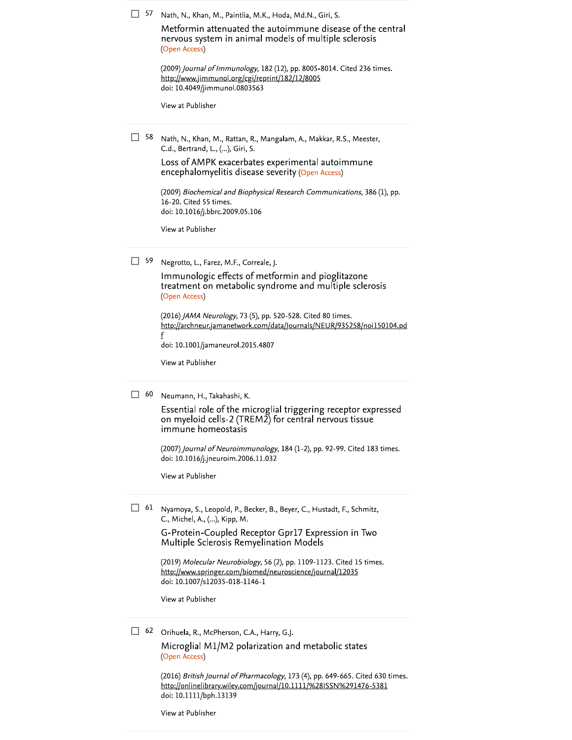57 Nath, N., Khan, M., Paintlia, M.K., Hoda, Md.N., Giri, S.

Metformin attenuated the autoimmune disease of the central nervous system in animal models of multiple sclerosis
(Open Access)

(2009) *Journal of Immunology*, 182 (12), pp. 8005-8014. Cited 236 times.
http://www.jimmunol.org/cgi/reprint/182/12/8005
doi: 10.4049/jimmunol.0803563

View at Publisher

---

58 Nath, N., Khan, M., Rattan, R., Mangalam, A., Makkar, R.S., Meester, C.d., Bertrand, L., (...), Giri, S.

Loss of AMPK exacerbates experimental autoimmune encephalomyelitis disease severity (Open Access)

(2009) *Biochemical and Biophysical Research Communications*, 386 (1), pp. 16-20. Cited 55 times.
doi: 10.1016/j.bbrc.2009.05.106

View at Publisher

---

59 Negrotto, L., Farez, M.F., Correale, J.

Immunologic effects of metformin and pioglitazone treatment on metabolic syndrome and multiple sclerosis
(Open Access)

(2016) *JAMA Neurology*, 73 (5), pp. 520-528. Cited 80 times.
http://archneur.jamanetwork.com/data/Journals/NEUR/935258/noi150104.pdf
doi: 10.1001/jamaneurol.2015.4807

View at Publisher

---

60 Neumann, H., Takahashi, K.

Essential role of the microglial triggering receptor expressed on myeloid cells-2 (TREM2) for central nervous tissue immune homeostasis

(2007) *Journal of Neuroimmunology*, 184 (1-2), pp. 92-99. Cited 183 times.
doi: 10.1016/j.jneuroim.2006.11.032

View at Publisher

---

61 Nyamoya, S., Leopold, P., Becker, B., Beyer, C., Hustadt, F., Schmitz, C., Michel, A., (...), Kipp, M.

G-Protein-Coupled Receptor Gpr17 Expression in Two Multiple Sclerosis Remyelination Models

(2019) *Molecular Neurobiology*, 56 (2), pp. 1109-1123. Cited 15 times.
http://www.springer.com/biomed/neuroscience/journal/12035
doi: 10.1007/s12035-018-1146-1

View at Publisher

---

62 Orihuela, R., McPherson, C.A., Harry, G.J.

Microglial M1/M2 polarization and metabolic states
(Open Access)

(2016) *British Journal of Pharmacology*, 173 (4), pp. 649-665. Cited 630 times.
http://onlinelibrary.wiley.com/journal/10.1111/%28ISSN%291476-5381
doi: 10.1111/bph.13139

View at Publisher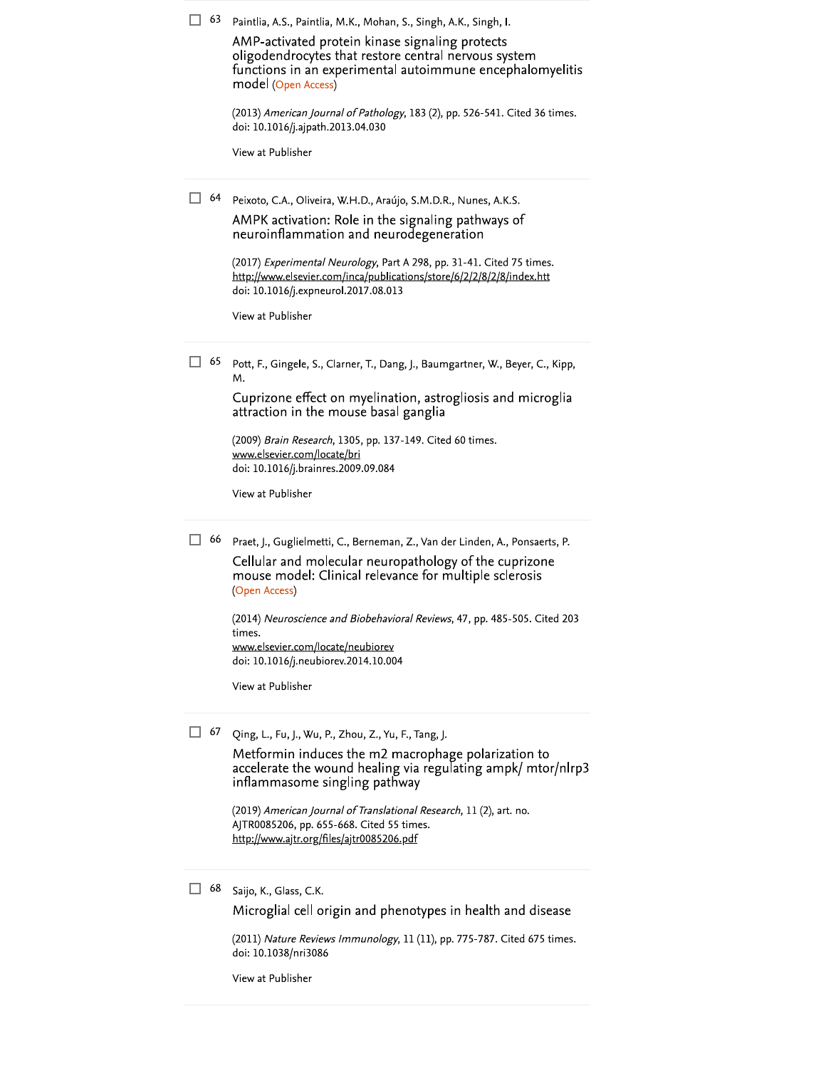63 Paintlia, A.S., Paintlia, M.K., Mohan, S., Singh, A.K., Singh, I.

AMP-activated protein kinase signaling protects oligodendrocytes that restore central nervous system functions in an experimental autoimmune encephalomyelitis model (Open Access)

(2013) *American Journal of Pathology*, 183 (2), pp. 526-541. Cited 36 times.
doi: 10.1016/j.ajpath.2013.04.030

View at Publisher

64 Peixoto, C.A., Oliveira, W.H.D., Araújo, S.M.D.R., Nunes, A.K.S.

AMPK activation: Role in the signaling pathways of neuroinflammation and neurodegeneration

(2017) *Experimental Neurology*, Part A 298, pp. 31-41. Cited 75 times.
http://www.elsevier.com/inca/publications/store/6/2/2/8/2/8/index.htt
doi: 10.1016/j.expneurol.2017.08.013

View at Publisher

65 Pott, F., Gingele, S., Clarner, T., Dang, J., Baumgartner, W., Beyer, C., Kipp, M.

Cuprizone effect on myelination, astrogliosis and microglia attraction in the mouse basal ganglia

(2009) *Brain Research*, 1305, pp. 137-149. Cited 60 times.
www.elsevier.com/locate/bri
doi: 10.1016/j.brainres.2009.09.084

View at Publisher

66 Praet, J., Guglielmetti, C., Berneman, Z., Van der Linden, A., Ponsaerts, P.

Cellular and molecular neuropathology of the cuprizone mouse model: Clinical relevance for multiple sclerosis (Open Access)

(2014) *Neuroscience and Biobehavioral Reviews*, 47, pp. 485-505. Cited 203 times.
www.elsevier.com/locate/neubiorev
doi: 10.1016/j.neubiorev.2014.10.004

View at Publisher

67 Qing, L., Fu, J., Wu, P., Zhou, Z., Yu, F., Tang, J.

Metformin induces the m2 macrophage polarization to accelerate the wound healing via regulating ampk/ mtor/nlrp3 inflammasome singling pathway

(2019) *American Journal of Translational Research*, 11 (2), art. no. AJTR0085206, pp. 655-668. Cited 55 times.
http://www.ajtr.org/files/ajtr0085206.pdf

68 Saijo, K., Glass, C.K.

Microglial cell origin and phenotypes in health and disease

(2011) *Nature Reviews Immunology*, 11 (11), pp. 775-787. Cited 675 times.
doi: 10.1038/nri3086

View at Publisher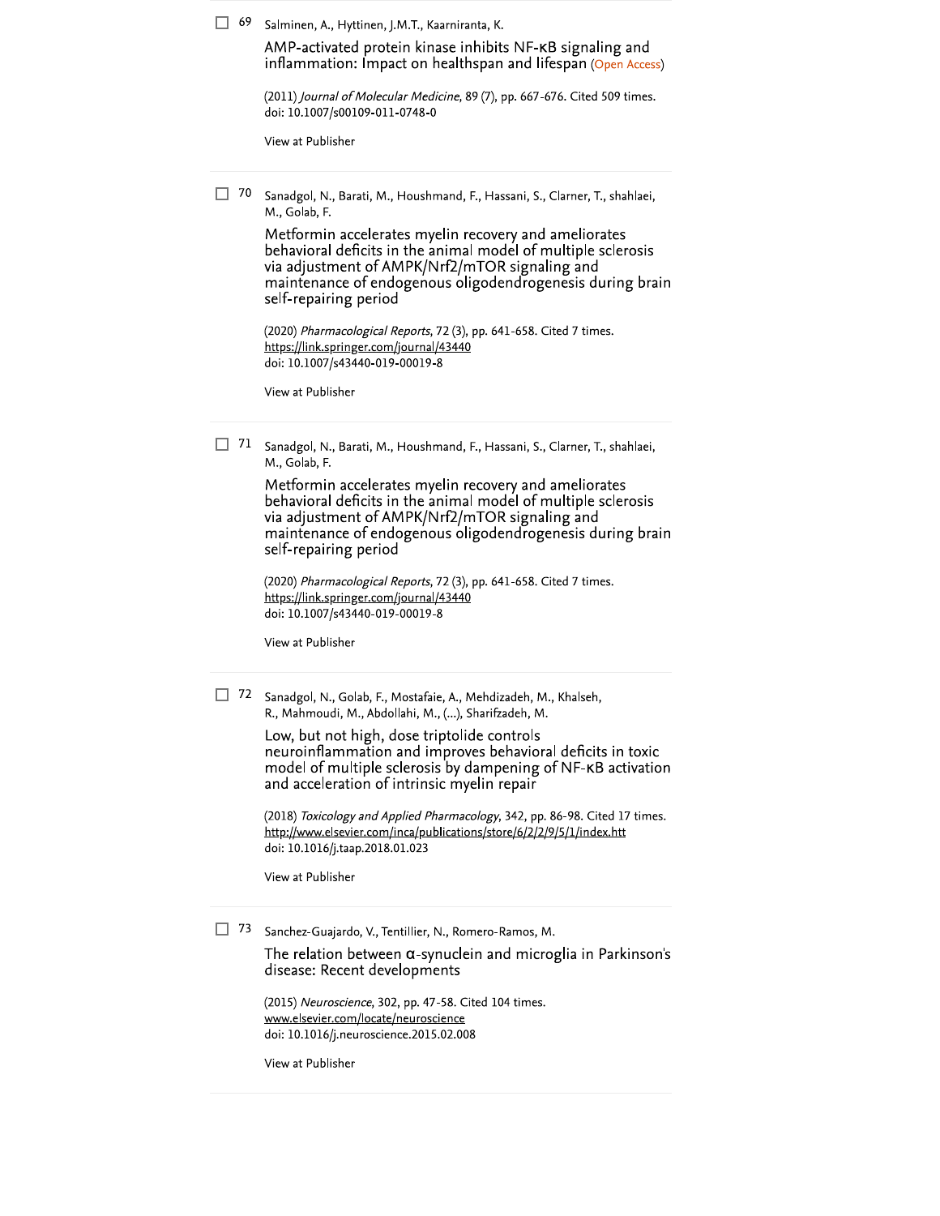☐ 69 Salminen, A., Hyttinen, J.M.T., Kaarniranta, K.

AMP-activated protein kinase inhibits NF-κB signaling and inflammation: Impact on healthspan and lifespan (Open Access)

(2011) *Journal of Molecular Medicine*, 89 (7), pp. 667-676. Cited 509 times.
doi: 10.1007/s00109-011-0748-0

View at Publisher

---

☐ 70 Sanadgol, N., Barati, M., Houshmand, F., Hassani, S., Clarner, T., shahlaei, M., Golab, F.

Metformin accelerates myelin recovery and ameliorates behavioral deficits in the animal model of multiple sclerosis via adjustment of AMPK/Nrf2/mTOR signaling and maintenance of endogenous oligodendrogenesis during brain self-repairing period

(2020) *Pharmacological Reports*, 72 (3), pp. 641-658. Cited 7 times.
https://link.springer.com/journal/43440
doi: 10.1007/s43440-019-00019-8

View at Publisher

---

☐ 71 Sanadgol, N., Barati, M., Houshmand, F., Hassani, S., Clarner, T., shahlaei, M., Golab, F.

Metformin accelerates myelin recovery and ameliorates behavioral deficits in the animal model of multiple sclerosis via adjustment of AMPK/Nrf2/mTOR signaling and maintenance of endogenous oligodendrogenesis during brain self-repairing period

(2020) *Pharmacological Reports*, 72 (3), pp. 641-658. Cited 7 times.
https://link.springer.com/journal/43440
doi: 10.1007/s43440-019-00019-8

View at Publisher

---

☐ 72 Sanadgol, N., Golab, F., Mostafaie, A., Mehdizadeh, M., Khalseh, R., Mahmoudi, M., Abdollahi, M., (...), Sharifzadeh, M.

Low, but not high, dose triptolide controls neuroinflammation and improves behavioral deficits in toxic model of multiple sclerosis by dampening of NF-κB activation and acceleration of intrinsic myelin repair

(2018) *Toxicology and Applied Pharmacology*, 342, pp. 86-98. Cited 17 times.
http://www.elsevier.com/inca/publications/store/6/2/2/9/5/1/index.htt
doi: 10.1016/j.taap.2018.01.023

View at Publisher

---

☐ 73 Sanchez-Guajardo, V., Tentillier, N., Romero-Ramos, M.

The relation between α-synuclein and microglia in Parkinson's disease: Recent developments

(2015) *Neuroscience*, 302, pp. 47-58. Cited 104 times.
www.elsevier.com/locate/neuroscience
doi: 10.1016/j.neuroscience.2015.02.008

View at Publisher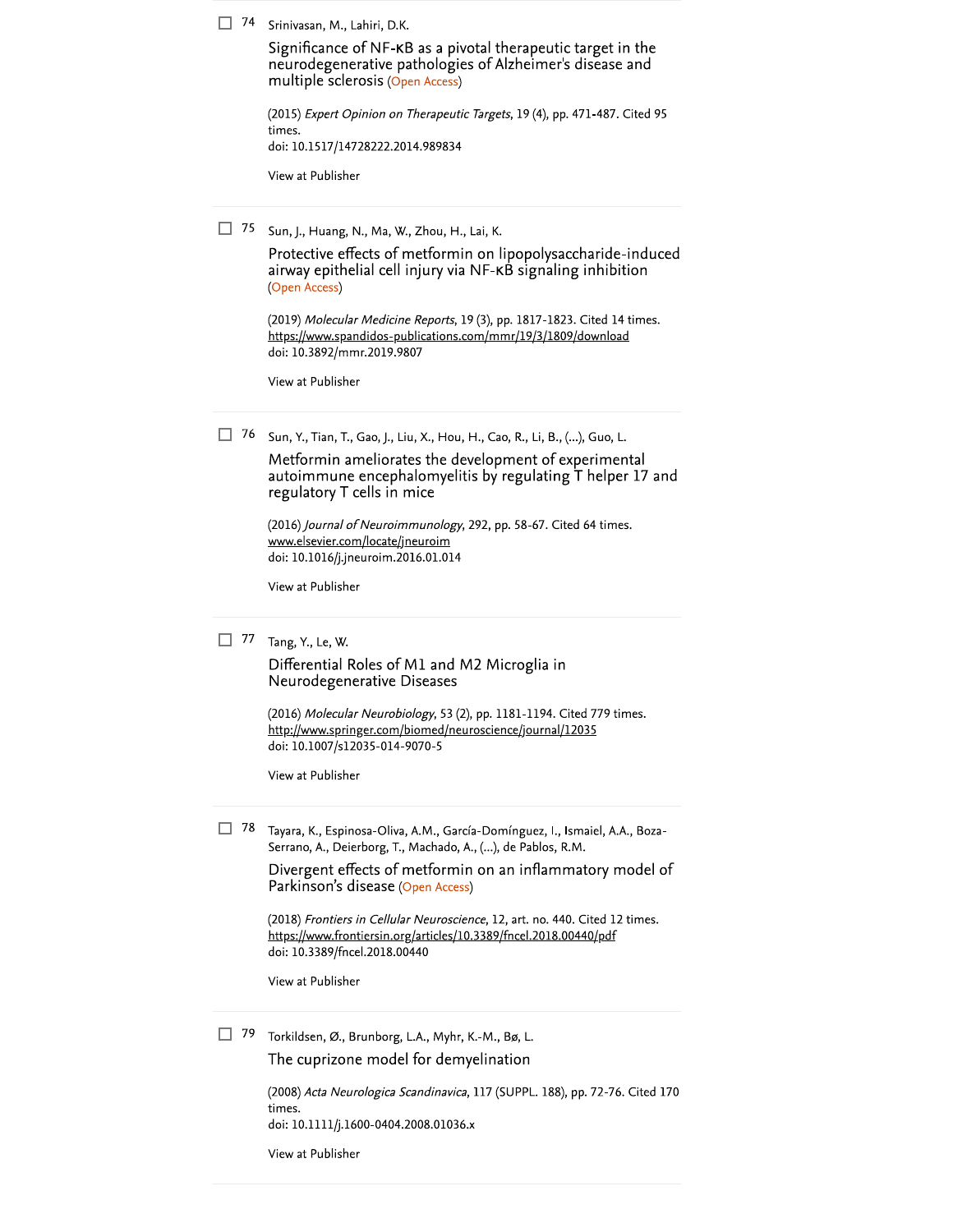74 Srinivasan, M., Lahiri, D.K.

Significance of NF-κB as a pivotal therapeutic target in the neurodegenerative pathologies of Alzheimer's disease and multiple sclerosis (Open Access)

(2015) *Expert Opinion on Therapeutic Targets*, 19 (4), pp. 471-487. Cited 95 times.
doi: 10.1517/14728222.2014.989834

View at Publisher

---

75 Sun, J., Huang, N., Ma, W., Zhou, H., Lai, K.

Protective effects of metformin on lipopolysaccharide-induced airway epithelial cell injury via NF-κB signaling inhibition (Open Access)

(2019) *Molecular Medicine Reports*, 19 (3), pp. 1817-1823. Cited 14 times.
https://www.spandidos-publications.com/mmr/19/3/1809/download
doi: 10.3892/mmr.2019.9807

View at Publisher

---

76 Sun, Y., Tian, T., Gao, J., Liu, X., Hou, H., Cao, R., Li, B., (...), Guo, L.

Metformin ameliorates the development of experimental autoimmune encephalomyelitis by regulating T helper 17 and regulatory T cells in mice

(2016) *Journal of Neuroimmunology*, 292, pp. 58-67. Cited 64 times.
www.elsevier.com/locate/jneuroim
doi: 10.1016/j.jneuroim.2016.01.014

View at Publisher

---

77 Tang, Y., Le, W.

Differential Roles of M1 and M2 Microglia in Neurodegenerative Diseases

(2016) *Molecular Neurobiology*, 53 (2), pp. 1181-1194. Cited 779 times.
http://www.springer.com/biomed/neuroscience/journal/12035
doi: 10.1007/s12035-014-9070-5

View at Publisher

---

78 Tayara, K., Espinosa-Oliva, A.M., García-Domínguez, I., Ismaiel, A.A., Boza-Serrano, A., Deierborg, T., Machado, A., (...), de Pablos, R.M.

Divergent effects of metformin on an inflammatory model of Parkinson's disease (Open Access)

(2018) *Frontiers in Cellular Neuroscience*, 12, art. no. 440. Cited 12 times.
https://www.frontiersin.org/articles/10.3389/fncel.2018.00440/pdf
doi: 10.3389/fncel.2018.00440

View at Publisher

---

79 Torkildsen, Ø., Brunborg, L.A., Myhr, K.-M., Bø, L.

The cuprizone model for demyelination

(2008) *Acta Neurologica Scandinavica*, 117 (SUPPL. 188), pp. 72-76. Cited 170 times.
doi: 10.1111/j.1600-0404.2008.01036.x

View at Publisher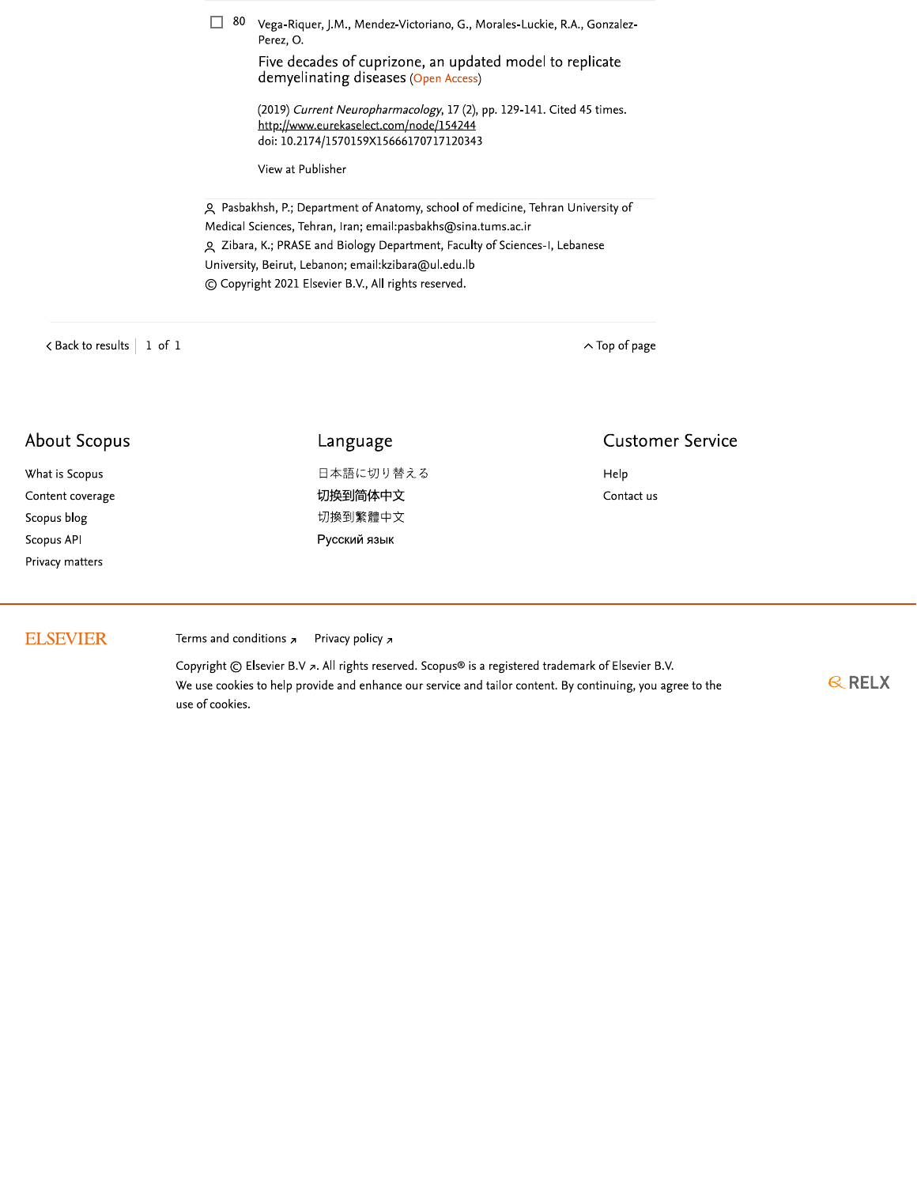80 Vega-Riquer, J.M., Mendez-Victoriano, G., Morales-Luckie, R.A., Gonzalez-Perez, O.

Five decades of cuprizone, an updated model to replicate demyelinating diseases (Open Access)

(2019) *Current Neuropharmacology*, 17 (2), pp. 129-141. Cited 45 times.
http://www.eurekaselect.com/node/154244
doi: 10.2174/1570159X15666170717120343

View at Publisher

Pasbakhsh, P.; Department of Anatomy, school of medicine, Tehran University of Medical Sciences, Tehran, Iran; email:pasbakhs@sina.tums.ac.ir

Zibara, K.; PRASE and Biology Department, Faculty of Sciences-I, Lebanese University, Beirut, Lebanon; email:kzibara@ul.edu.lb

© Copyright 2021 Elsevier B.V., All rights reserved.

Back to results | 1 of 1

Top of page

## About Scopus

What is Scopus
Content coverage
Scopus blog
Scopus API
Privacy matters

## Language

日本語に切り替える
切换到简体中文
切換到繁體中文
Русский язык

## Customer Service

Help
Contact us

ELSEVIER

Terms and conditions ↗ Privacy policy ↗

Copyright © Elsevier B.V ↗. All rights reserved. Scopus® is a registered trademark of Elsevier B.V.
We use cookies to help provide and enhance our service and tailor content. By continuing, you agree to the use of cookies.

RELX